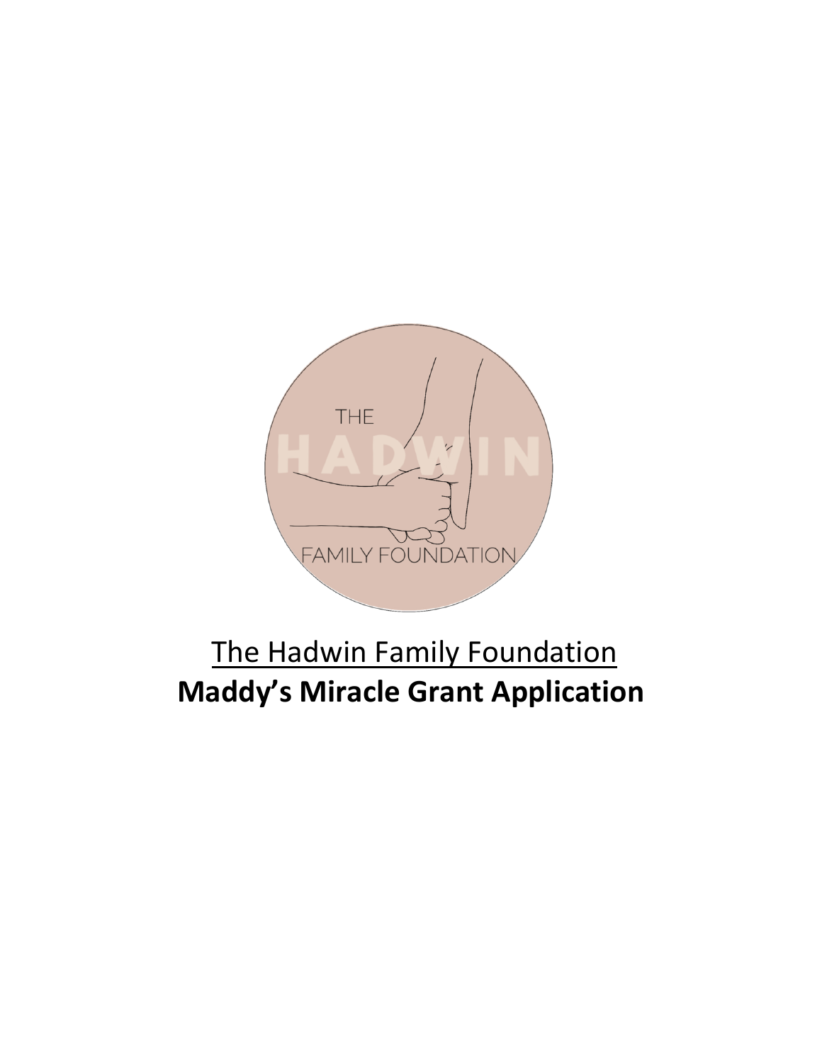THE HADWIN FAMILY FOUNDATION

# The Hadwin Family Foundation

# **Maddy's Miracle Grant Application**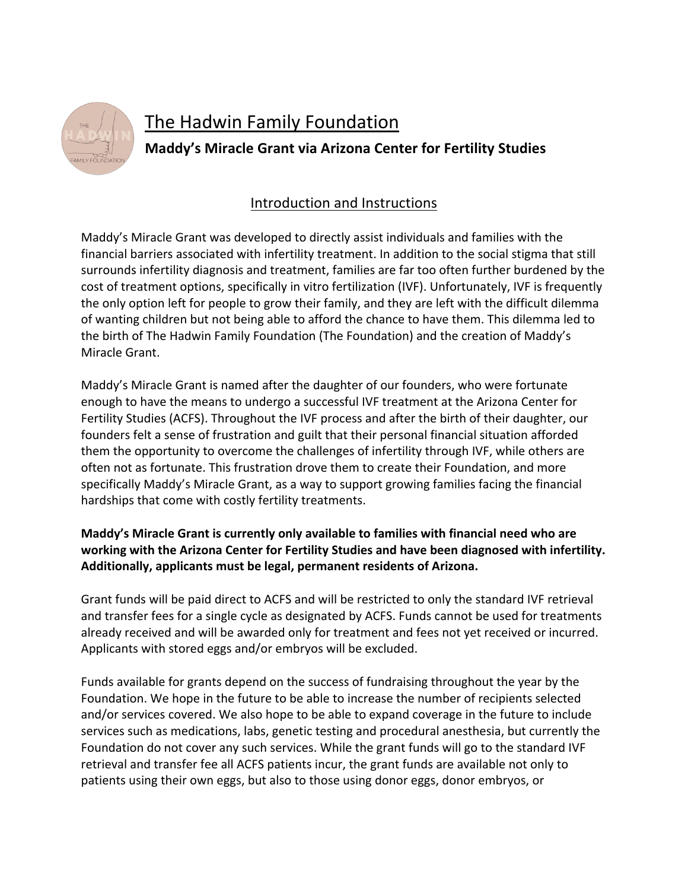# The Hadwin Family Foundation

## Maddy's Miracle Grant via Arizona Center for Fertility Studies

### Introduction and Instructions

Maddy's Miracle Grant was developed to directly assist individuals and families with the financial barriers associated with infertility treatment. In addition to the social stigma that still surrounds infertility diagnosis and treatment, families are far too often further burdened by the cost of treatment options, specifically in vitro fertilization (IVF). Unfortunately, IVF is frequently the only option left for people to grow their family, and they are left with the difficult dilemma of wanting children but not being able to afford the chance to have them. This dilemma led to the birth of The Hadwin Family Foundation (The Foundation) and the creation of Maddy's Miracle Grant.

Maddy's Miracle Grant is named after the daughter of our founders, who were fortunate enough to have the means to undergo a successful IVF treatment at the Arizona Center for Fertility Studies (ACFS). Throughout the IVF process and after the birth of their daughter, our founders felt a sense of frustration and guilt that their personal financial situation afforded them the opportunity to overcome the challenges of infertility through IVF, while others are often not as fortunate. This frustration drove them to create their Foundation, and more specifically Maddy's Miracle Grant, as a way to support growing families facing the financial hardships that come with costly fertility treatments.

**Maddy's Miracle Grant is currently only available to families with financial need who are working with the Arizona Center for Fertility Studies and have been diagnosed with infertility. Additionally, applicants must be legal, permanent residents of Arizona.**

Grant funds will be paid direct to ACFS and will be restricted to only the standard IVF retrieval and transfer fees for a single cycle as designated by ACFS. Funds cannot be used for treatments already received and will be awarded only for treatment and fees not yet received or incurred. Applicants with stored eggs and/or embryos will be excluded.

Funds available for grants depend on the success of fundraising throughout the year by the Foundation. We hope in the future to be able to increase the number of recipients selected and/or services covered. We also hope to be able to expand coverage in the future to include services such as medications, labs, genetic testing and procedural anesthesia, but currently the Foundation do not cover any such services. While the grant funds will go to the standard IVF retrieval and transfer fee all ACFS patients incur, the grant funds are available not only to patients using their own eggs, but also to those using donor eggs, donor embryos, or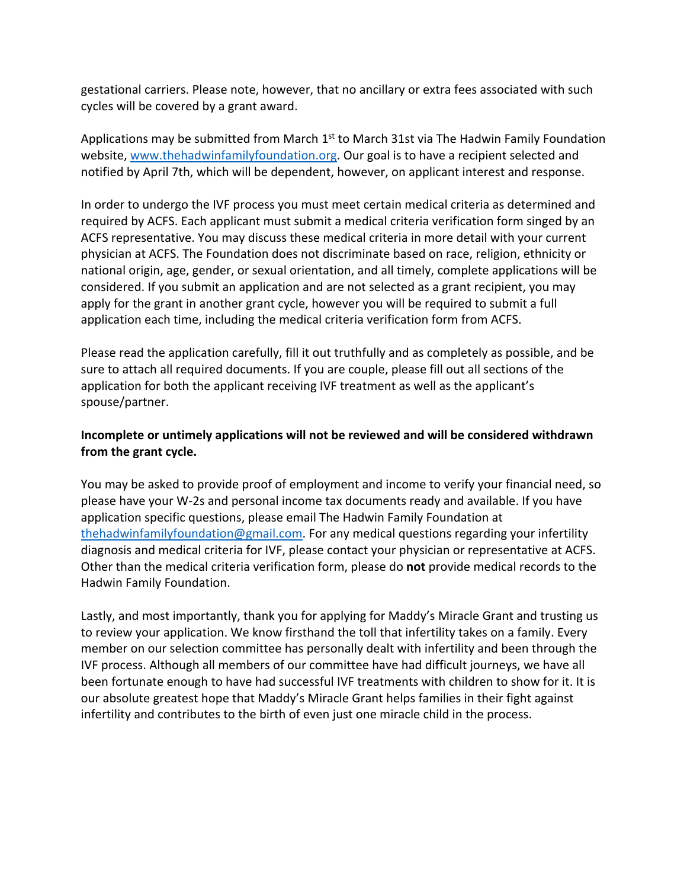gestational carriers. Please note, however, that no ancillary or extra fees associated with such cycles will be covered by a grant award.

Applications may be submitted from March 1st to March 31st via The Hadwin Family Foundation website, [www.thehadwinfamilyfoundation.org](http://www.thehadwinfamilyfoundation.org). Our goal is to have a recipient selected and notified by April 7th, which will be dependent, however, on applicant interest and response.

In order to undergo the IVF process you must meet certain medical criteria as determined and required by ACFS. Each applicant must submit a medical criteria verification form singed by an ACFS representative. You may discuss these medical criteria in more detail with your current physician at ACFS. The Foundation does not discriminate based on race, religion, ethnicity or national origin, age, gender, or sexual orientation, and all timely, complete applications will be considered. If you submit an application and are not selected as a grant recipient, you may apply for the grant in another grant cycle, however you will be required to submit a full application each time, including the medical criteria verification form from ACFS.

Please read the application carefully, fill it out truthfully and as completely as possible, and be sure to attach all required documents. If you are couple, please fill out all sections of the application for both the applicant receiving IVF treatment as well as the applicant's spouse/partner.

**Incomplete or untimely applications will not be reviewed and will be considered withdrawn from the grant cycle.**

You may be asked to provide proof of employment and income to verify your financial need, so please have your W-2s and personal income tax documents ready and available. If you have application specific questions, please email The Hadwin Family Foundation at [thehadwinfamilyfoundation@gmail.com](mailto:thehadwinfamilyfoundation@gmail.com). For any medical questions regarding your infertility diagnosis and medical criteria for IVF, please contact your physician or representative at ACFS. Other than the medical criteria verification form, please do **not** provide medical records to the Hadwin Family Foundation.

Lastly, and most importantly, thank you for applying for Maddy's Miracle Grant and trusting us to review your application. We know firsthand the toll that infertility takes on a family. Every member on our selection committee has personally dealt with infertility and been through the IVF process. Although all members of our committee have had difficult journeys, we have all been fortunate enough to have had successful IVF treatments with children to show for it. It is our absolute greatest hope that Maddy's Miracle Grant helps families in their fight against infertility and contributes to the birth of even just one miracle child in the process.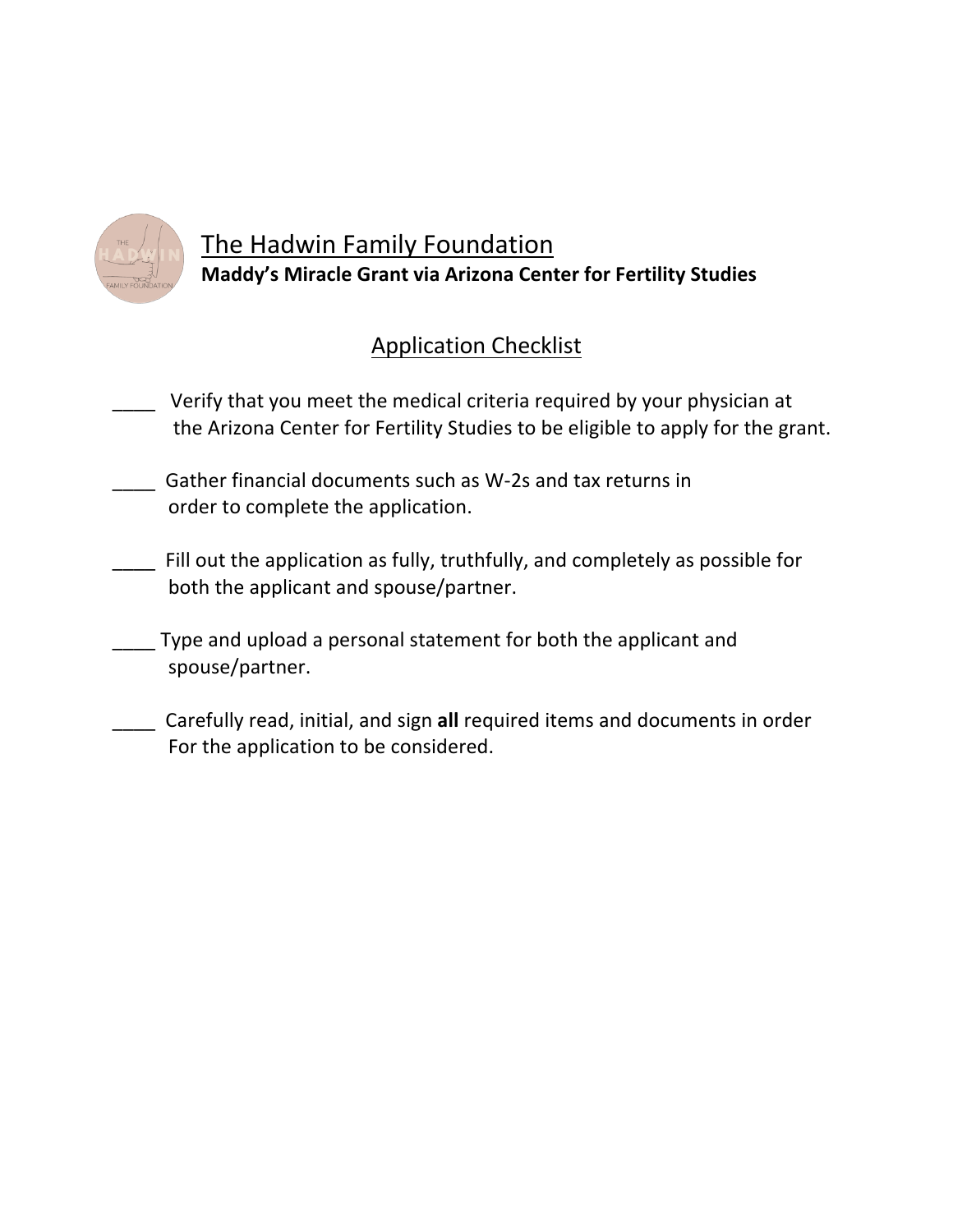# The Hadwin Family Foundation

**Maddy's Miracle Grant via Arizona Center for Fertility Studies**

## Application Checklist

____ Verify that you meet the medical criteria required by your physician at the Arizona Center for Fertility Studies to be eligible to apply for the grant.

____ Gather financial documents such as W-2s and tax returns in order to complete the application.

____ Fill out the application as fully, truthfully, and completely as possible for both the applicant and spouse/partner.

____ Type and upload a personal statement for both the applicant and spouse/partner.

____ Carefully read, initial, and sign **all** required items and documents in order For the application to be considered.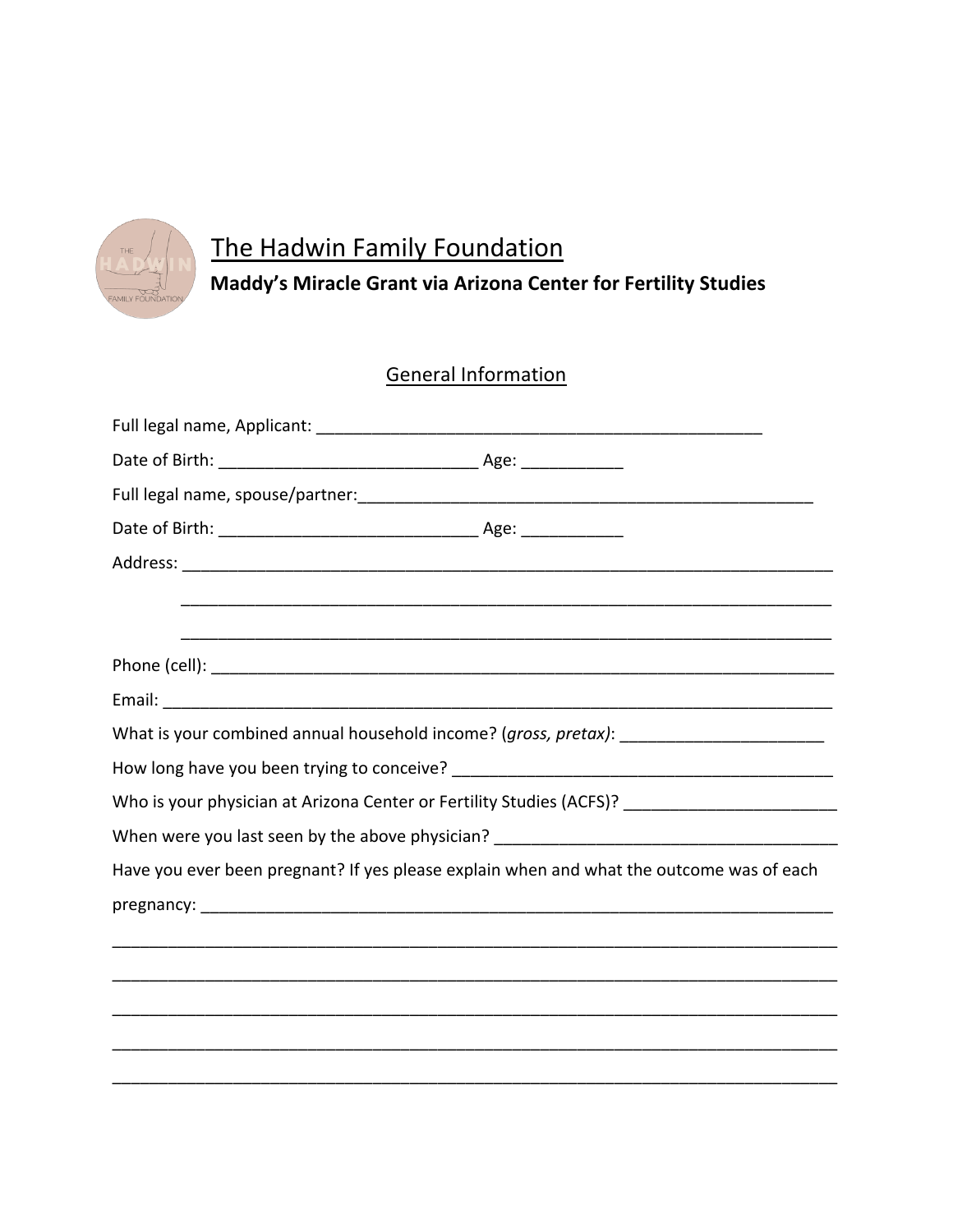# The Hadwin Family Foundation

**Maddy's Miracle Grant via Arizona Center for Fertility Studies**

## General Information

Full legal name, Applicant: ___________________________________________________

Date of Birth: ____________________________ Age: ___________

Full legal name, spouse/partner:____________________________________________________

Date of Birth: ____________________________ Age: ___________

Address: _________________________________________________________________________

_________________________________________________________________________

_________________________________________________________________________

Phone (cell): _____________________________________________________________________

Email: ___________________________________________________________________________

What is your combined annual household income? (*gross, pretax)*: ______________________

How long have you been trying to conceive? __________________________________________

Who is your physician at Arizona Center or Fertility Studies (ACFS)? ______________________

When were you last seen by the above physician? _____________________________________

Have you ever been pregnant? If yes please explain when and what the outcome was of each pregnancy: _________________________________________________________________________

_______________________________________________________________________________

_______________________________________________________________________________

_______________________________________________________________________________

_______________________________________________________________________________

_______________________________________________________________________________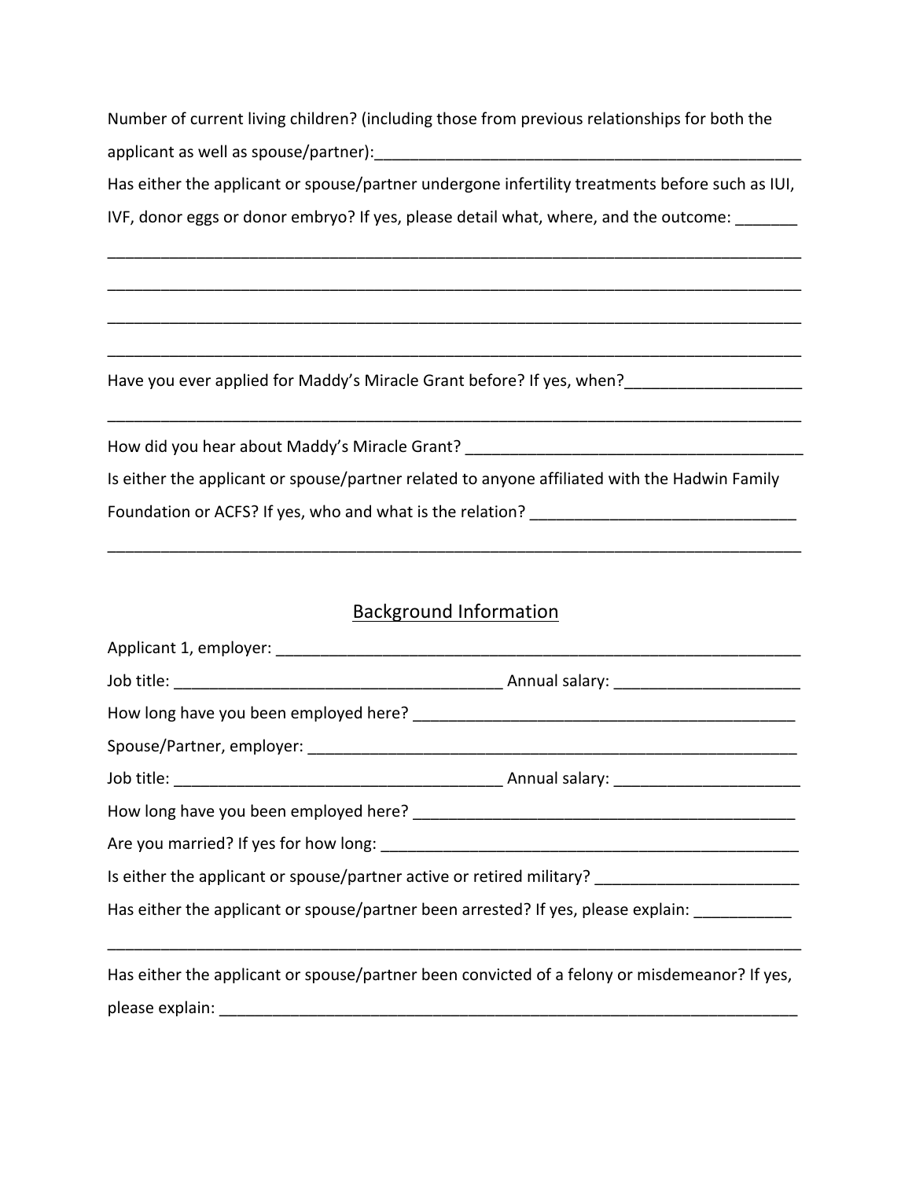Number of current living children? (including those from previous relationships for both the applicant as well as spouse/partner):__________________________________________________

Has either the applicant or spouse/partner undergone infertility treatments before such as IUI, IVF, donor eggs or donor embryo? If yes, please detail what, where, and the outcome: _______

_______________________________________________________________________________

_______________________________________________________________________________

_______________________________________________________________________________

_______________________________________________________________________________

Have you ever applied for Maddy's Miracle Grant before? If yes, when?____________________

_______________________________________________________________________________

How did you hear about Maddy's Miracle Grant? _______________________________________

Is either the applicant or spouse/partner related to anyone affiliated with the Hadwin Family Foundation or ACFS? If yes, who and what is the relation? ______________________________

_______________________________________________________________________________

## Background Information

Applicant 1, employer: _______________________________________________________________

Job title: _____________________________________ Annual salary: _____________________

How long have you been employed here? ____________________________________________

Spouse/Partner, employer: _____________________________________________________

Job title: _____________________________________ Annual salary: _____________________

How long have you been employed here? ____________________________________________

Are you married? If yes for how long: ________________________________________________

Is either the applicant or spouse/partner active or retired military? _______________________

Has either the applicant or spouse/partner been arrested? If yes, please explain: ___________

_______________________________________________________________________________

Has either the applicant or spouse/partner been convicted of a felony or misdemeanor? If yes, please explain: ____________________________________________________________________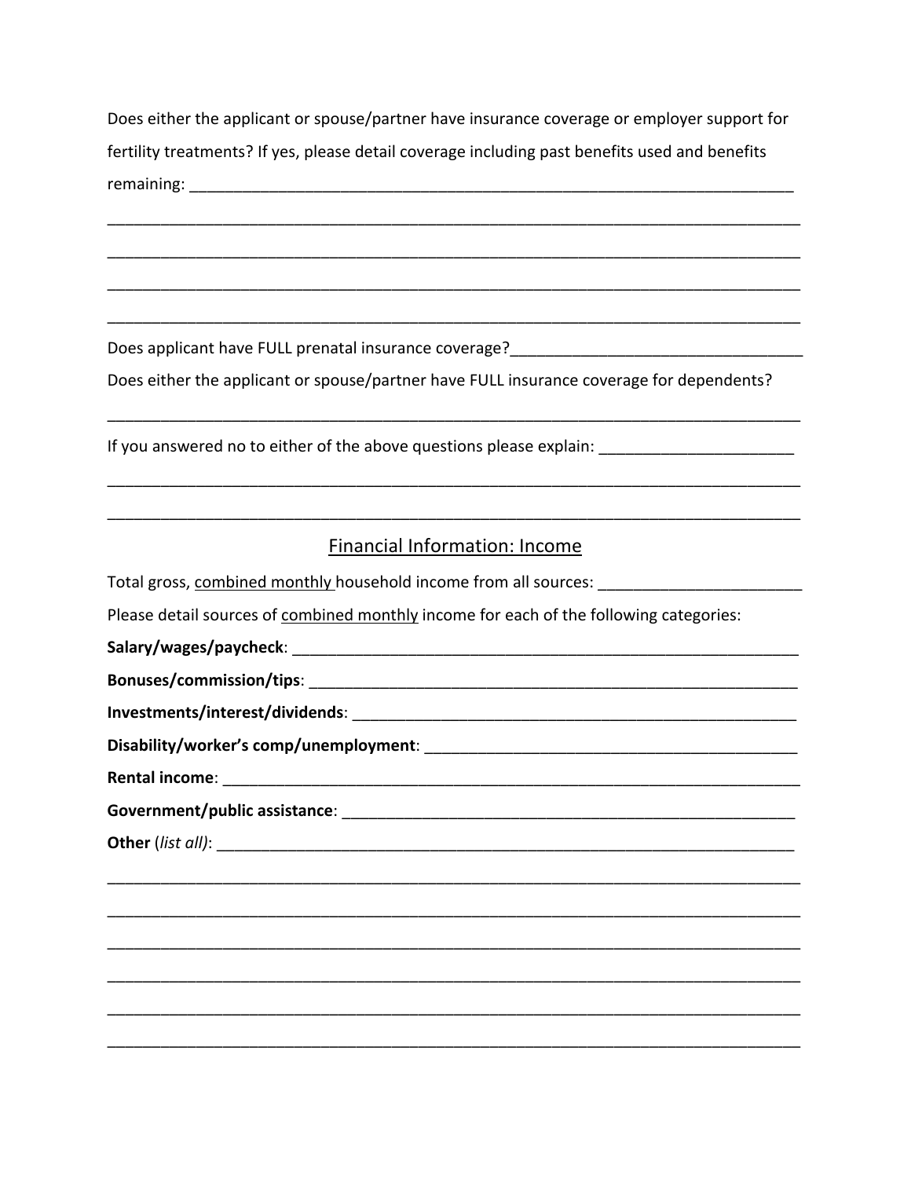Does either the applicant or spouse/partner have insurance coverage or employer support for fertility treatments? If yes, please detail coverage including past benefits used and benefits remaining: ______________________________________________________________________

______________________________________________________________________________

______________________________________________________________________________

______________________________________________________________________________

______________________________________________________________________________

Does applicant have FULL prenatal insurance coverage?_________________________________

Does either the applicant or spouse/partner have FULL insurance coverage for dependents?

______________________________________________________________________________

If you answered no to either of the above questions please explain: ______________________

______________________________________________________________________________

______________________________________________________________________________

## Financial Information: Income

Total gross, combined monthly household income from all sources: _______________________

Please detail sources of combined monthly income for each of the following categories:

**Salary/wages/paycheck**: ___________________________________________________________

**Bonuses/commission/tips**: _________________________________________________________

**Investments/interest/dividends**: ____________________________________________________

**Disability/worker's comp/unemployment**: _____________________________________________

**Rental income**: _________________________________________________________________

**Government/public assistance**: _____________________________________________________

**Other** (*list all)*: _______________________________________________________________

______________________________________________________________________________

______________________________________________________________________________

______________________________________________________________________________

______________________________________________________________________________

______________________________________________________________________________

______________________________________________________________________________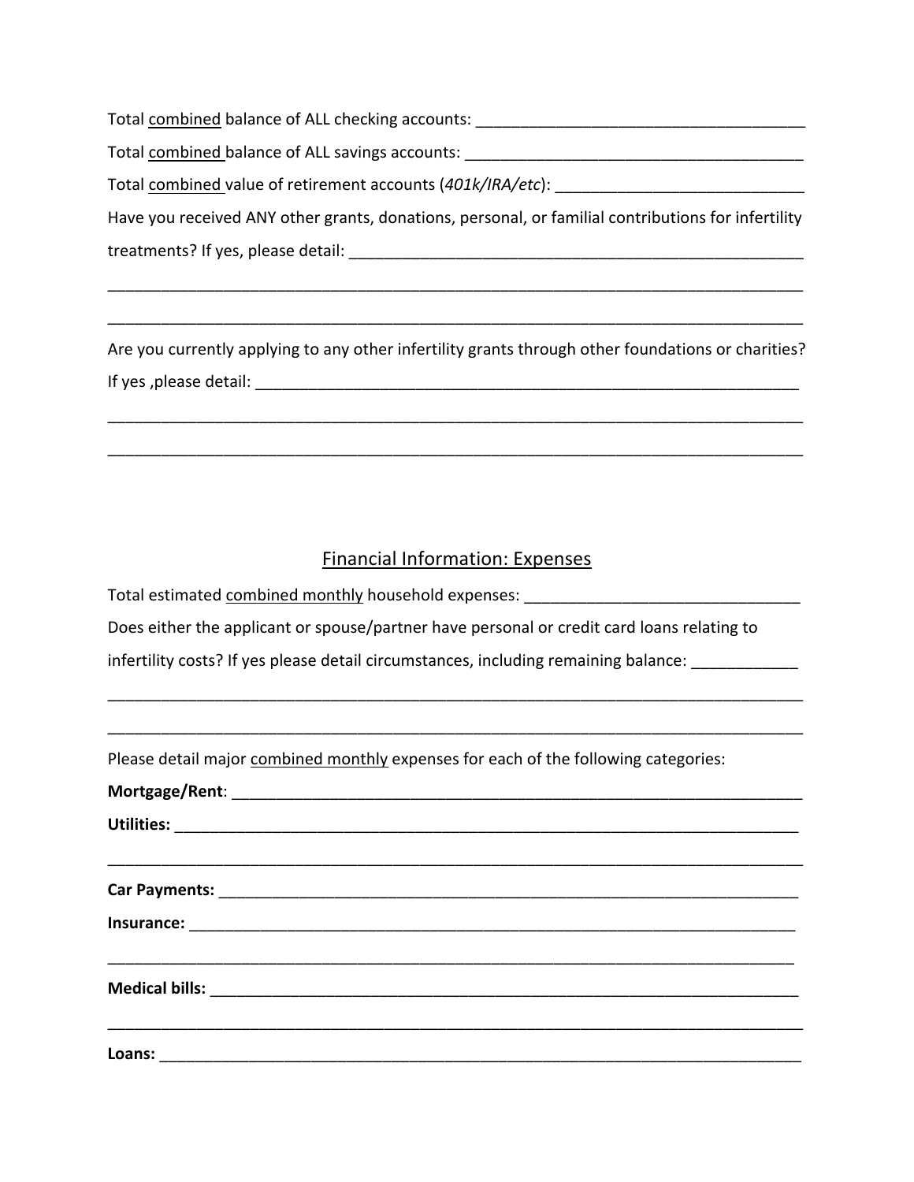Total <u>combined</u> balance of ALL checking accounts: ____________________________________

Total <u>combined</u> balance of ALL savings accounts: _____________________________________

Total <u>combined</u> value of retirement accounts (*401k/IRA/etc*): ___________________________

Have you received ANY other grants, donations, personal, or familial contributions for infertility treatments? If yes, please detail: ___________________________________________________

_____________________________________________________________________________

_____________________________________________________________________________

Are you currently applying to any other infertility grants through other foundations or charities? If yes ,please detail: _______________________________________________________________

_____________________________________________________________________________

_____________________________________________________________________________

## <u>Financial Information: Expenses</u>

Total estimated <u>combined monthly</u> household expenses: ______________________________

Does either the applicant or spouse/partner have personal or credit card loans relating to infertility costs? If yes please detail circumstances, including remaining balance: ___________

_____________________________________________________________________________

_____________________________________________________________________________

Please detail major <u>combined monthly</u> expenses for each of the following categories:

**Mortgage/Rent**: ______________________________________________________________

**Utilities:** __________________________________________________________________

_____________________________________________________________________________

**Car Payments:** _______________________________________________________________

**Insurance:** __________________________________________________________________

_____________________________________________________________________________

**Medical bills:** _______________________________________________________________

_____________________________________________________________________________

**Loans:** ____________________________________________________________________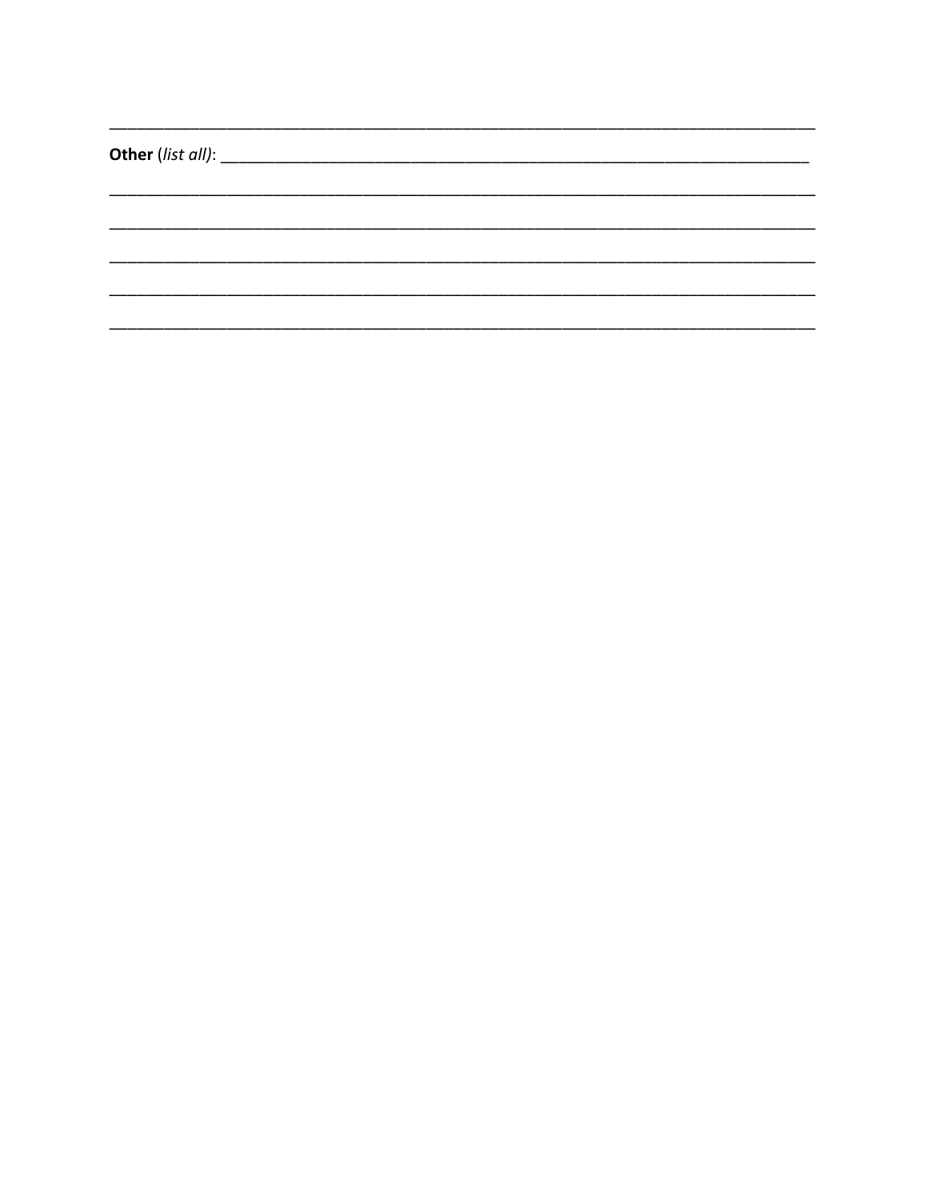______________________________________________________________________________

**Other** (*list all*): _______________________________________________________________

______________________________________________________________________________

______________________________________________________________________________

______________________________________________________________________________

______________________________________________________________________________

______________________________________________________________________________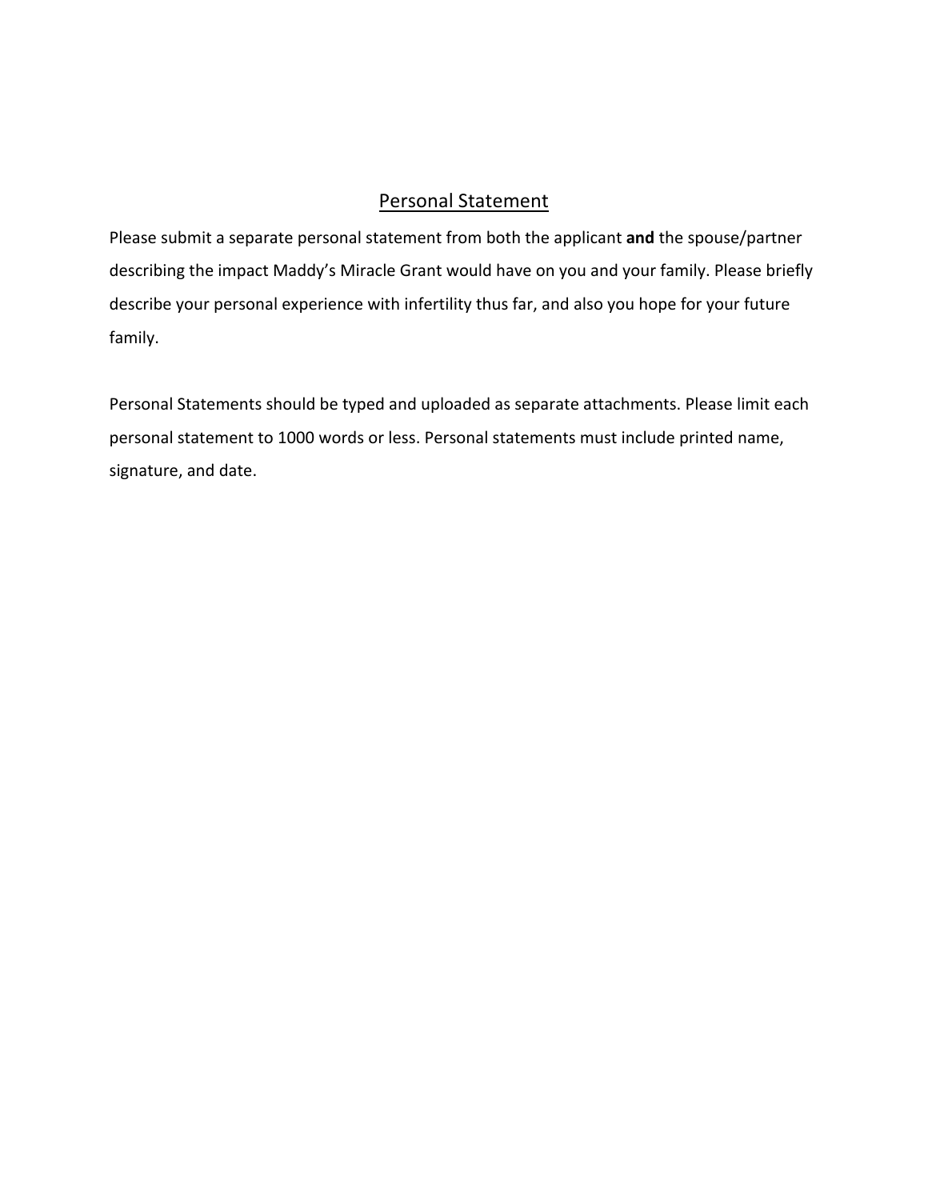## Personal Statement

Please submit a separate personal statement from both the applicant **and** the spouse/partner describing the impact Maddy's Miracle Grant would have on you and your family. Please briefly describe your personal experience with infertility thus far, and also you hope for your future family.

Personal Statements should be typed and uploaded as separate attachments. Please limit each personal statement to 1000 words or less. Personal statements must include printed name, signature, and date.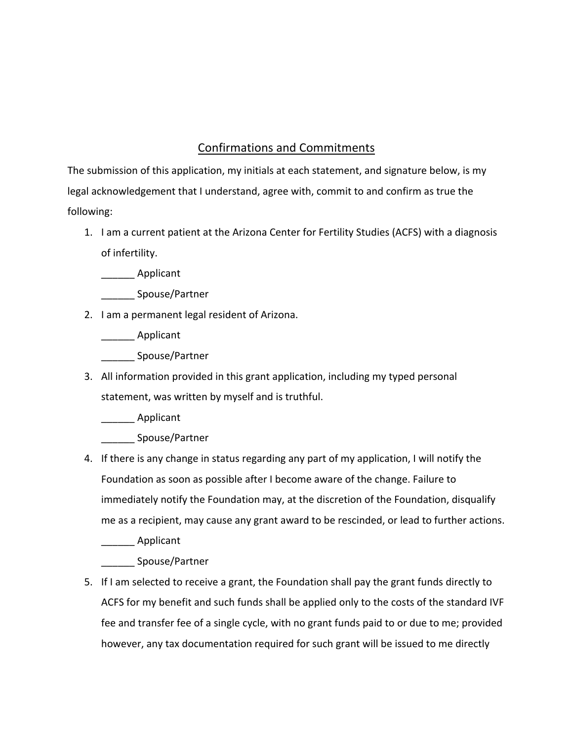## Confirmations and Commitments

The submission of this application, my initials at each statement, and signature below, is my legal acknowledgement that I understand, agree with, commit to and confirm as true the following:

1. I am a current patient at the Arizona Center for Fertility Studies (ACFS) with a diagnosis of infertility.

   ______ Applicant

   ______ Spouse/Partner

2. I am a permanent legal resident of Arizona.

   ______ Applicant

   ______ Spouse/Partner

3. All information provided in this grant application, including my typed personal statement, was written by myself and is truthful.

   ______ Applicant

   ______ Spouse/Partner

4. If there is any change in status regarding any part of my application, I will notify the Foundation as soon as possible after I become aware of the change. Failure to immediately notify the Foundation may, at the discretion of the Foundation, disqualify me as a recipient, may cause any grant award to be rescinded, or lead to further actions.

   ______ Applicant

   ______ Spouse/Partner

5. If I am selected to receive a grant, the Foundation shall pay the grant funds directly to ACFS for my benefit and such funds shall be applied only to the costs of the standard IVF fee and transfer fee of a single cycle, with no grant funds paid to or due to me; provided however, any tax documentation required for such grant will be issued to me directly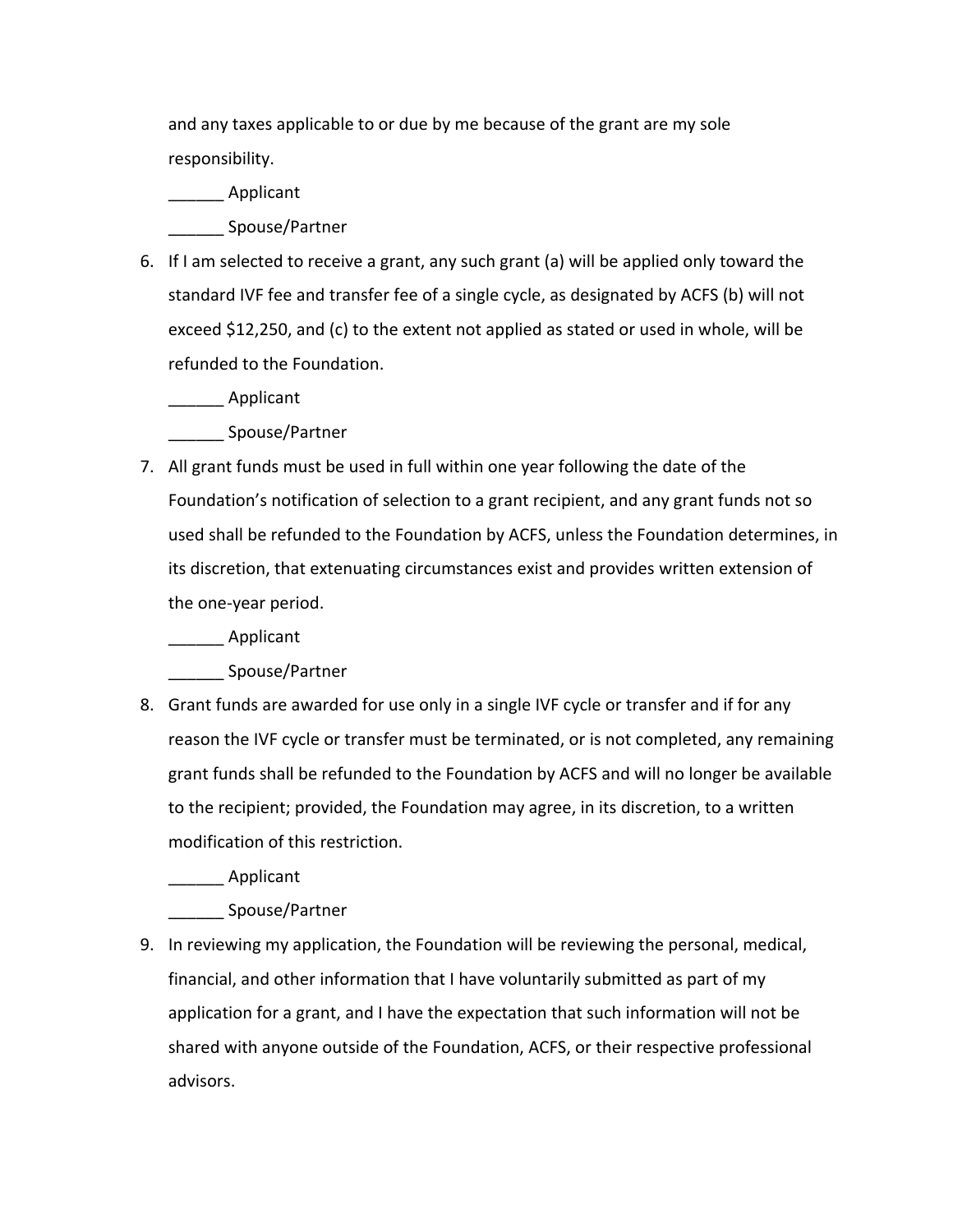and any taxes applicable to or due by me because of the grant are my sole responsibility.

______ Applicant

______ Spouse/Partner

6. If I am selected to receive a grant, any such grant (a) will be applied only toward the standard IVF fee and transfer fee of a single cycle, as designated by ACFS (b) will not exceed $12,250, and (c) to the extent not applied as stated or used in whole, will be refunded to the Foundation.

   ______ Applicant

   ______ Spouse/Partner

7. All grant funds must be used in full within one year following the date of the Foundation's notification of selection to a grant recipient, and any grant funds not so used shall be refunded to the Foundation by ACFS, unless the Foundation determines, in its discretion, that extenuating circumstances exist and provides written extension of the one-year period.

   ______ Applicant

   ______ Spouse/Partner

8. Grant funds are awarded for use only in a single IVF cycle or transfer and if for any reason the IVF cycle or transfer must be terminated, or is not completed, any remaining grant funds shall be refunded to the Foundation by ACFS and will no longer be available to the recipient; provided, the Foundation may agree, in its discretion, to a written modification of this restriction.

   ______ Applicant

   ______ Spouse/Partner

9. In reviewing my application, the Foundation will be reviewing the personal, medical, financial, and other information that I have voluntarily submitted as part of my application for a grant, and I have the expectation that such information will not be shared with anyone outside of the Foundation, ACFS, or their respective professional advisors.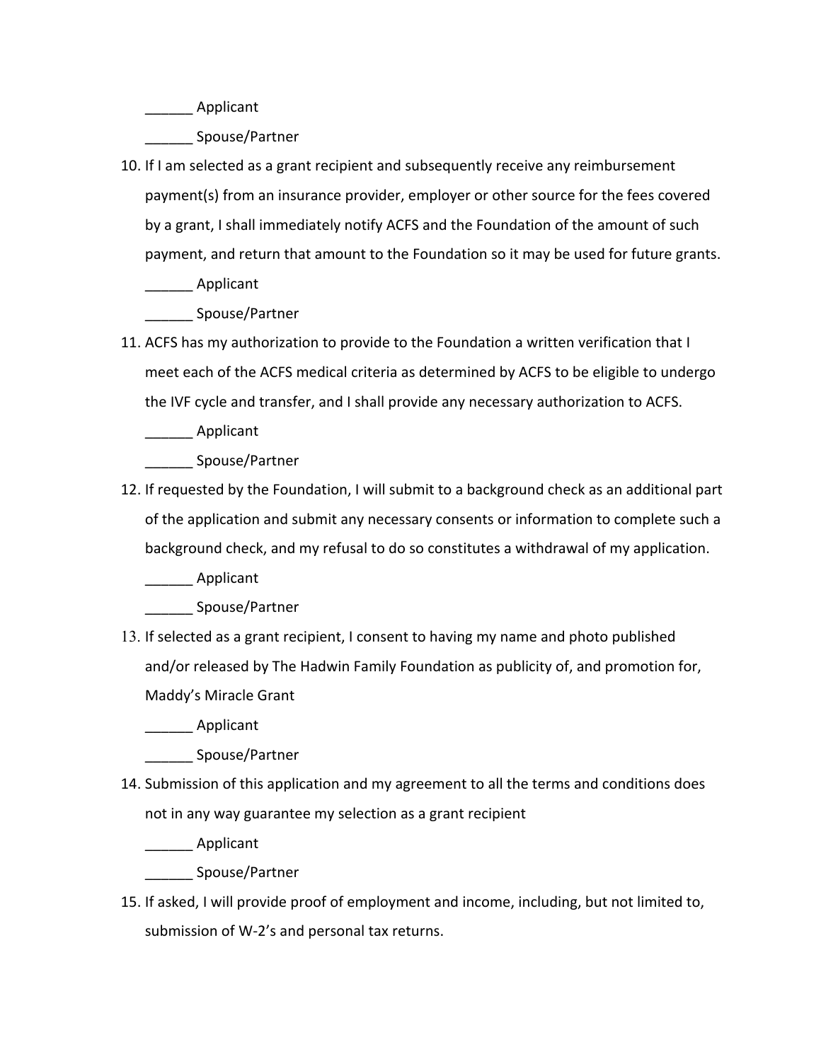______ Applicant

______ Spouse/Partner

10. If I am selected as a grant recipient and subsequently receive any reimbursement payment(s) from an insurance provider, employer or other source for the fees covered by a grant, I shall immediately notify ACFS and the Foundation of the amount of such payment, and return that amount to the Foundation so it may be used for future grants.

    ______ Applicant

    ______ Spouse/Partner

11. ACFS has my authorization to provide to the Foundation a written verification that I meet each of the ACFS medical criteria as determined by ACFS to be eligible to undergo the IVF cycle and transfer, and I shall provide any necessary authorization to ACFS.

    ______ Applicant

    ______ Spouse/Partner

12. If requested by the Foundation, I will submit to a background check as an additional part of the application and submit any necessary consents or information to complete such a background check, and my refusal to do so constitutes a withdrawal of my application.

    ______ Applicant

    ______ Spouse/Partner

13. If selected as a grant recipient, I consent to having my name and photo published and/or released by The Hadwin Family Foundation as publicity of, and promotion for, Maddy's Miracle Grant

    ______ Applicant

    ______ Spouse/Partner

14. Submission of this application and my agreement to all the terms and conditions does not in any way guarantee my selection as a grant recipient

    ______ Applicant

    ______ Spouse/Partner

15. If asked, I will provide proof of employment and income, including, but not limited to, submission of W-2's and personal tax returns.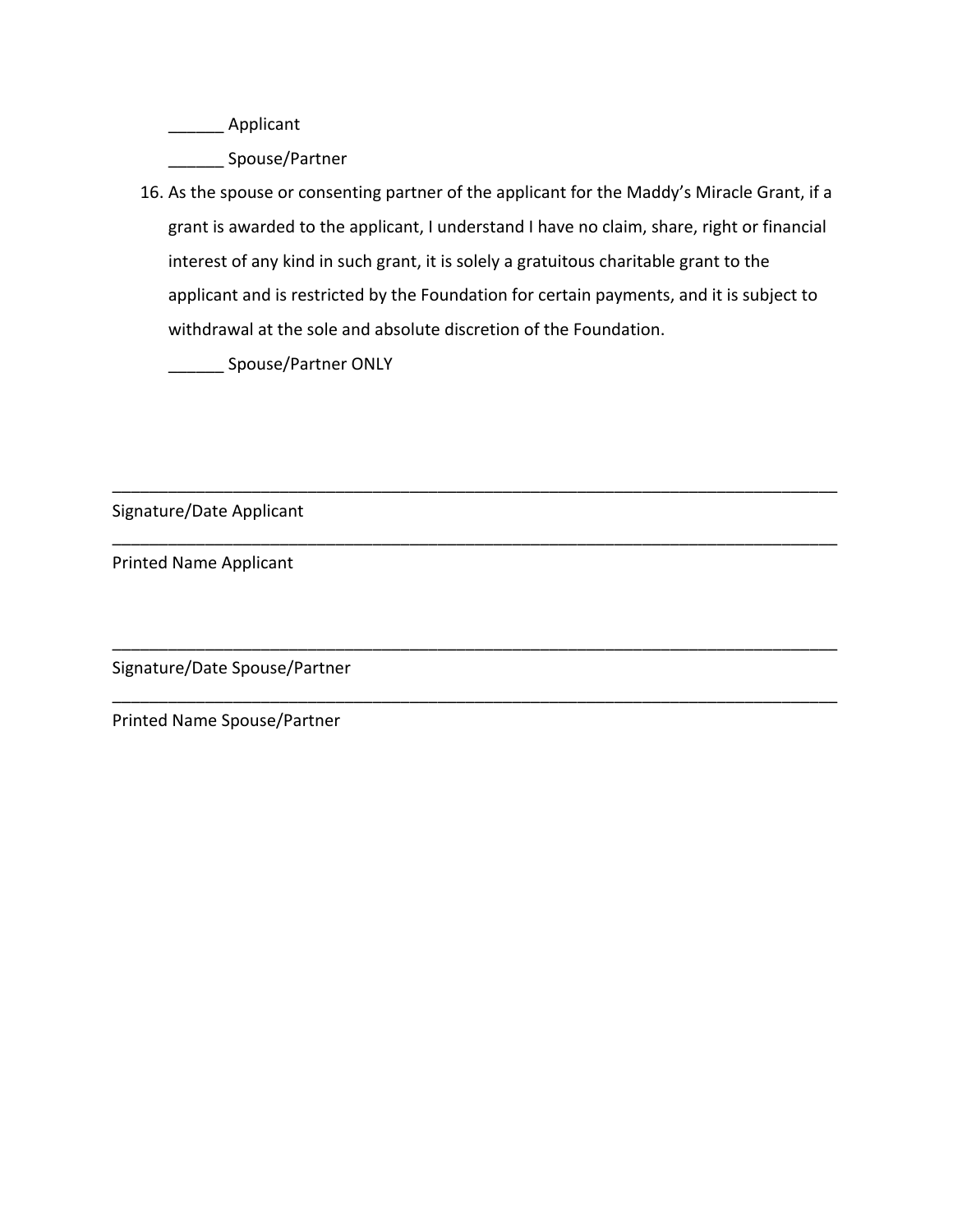______ Applicant

______ Spouse/Partner

16. As the spouse or consenting partner of the applicant for the Maddy's Miracle Grant, if a grant is awarded to the applicant, I understand I have no claim, share, right or financial interest of any kind in such grant, it is solely a gratuitous charitable grant to the applicant and is restricted by the Foundation for certain payments, and it is subject to withdrawal at the sole and absolute discretion of the Foundation.

    ______ Spouse/Partner ONLY

_______________________________________________________________________________

Signature/Date Applicant

_______________________________________________________________________________

Printed Name Applicant

_______________________________________________________________________________

Signature/Date Spouse/Partner

_______________________________________________________________________________

Printed Name Spouse/Partner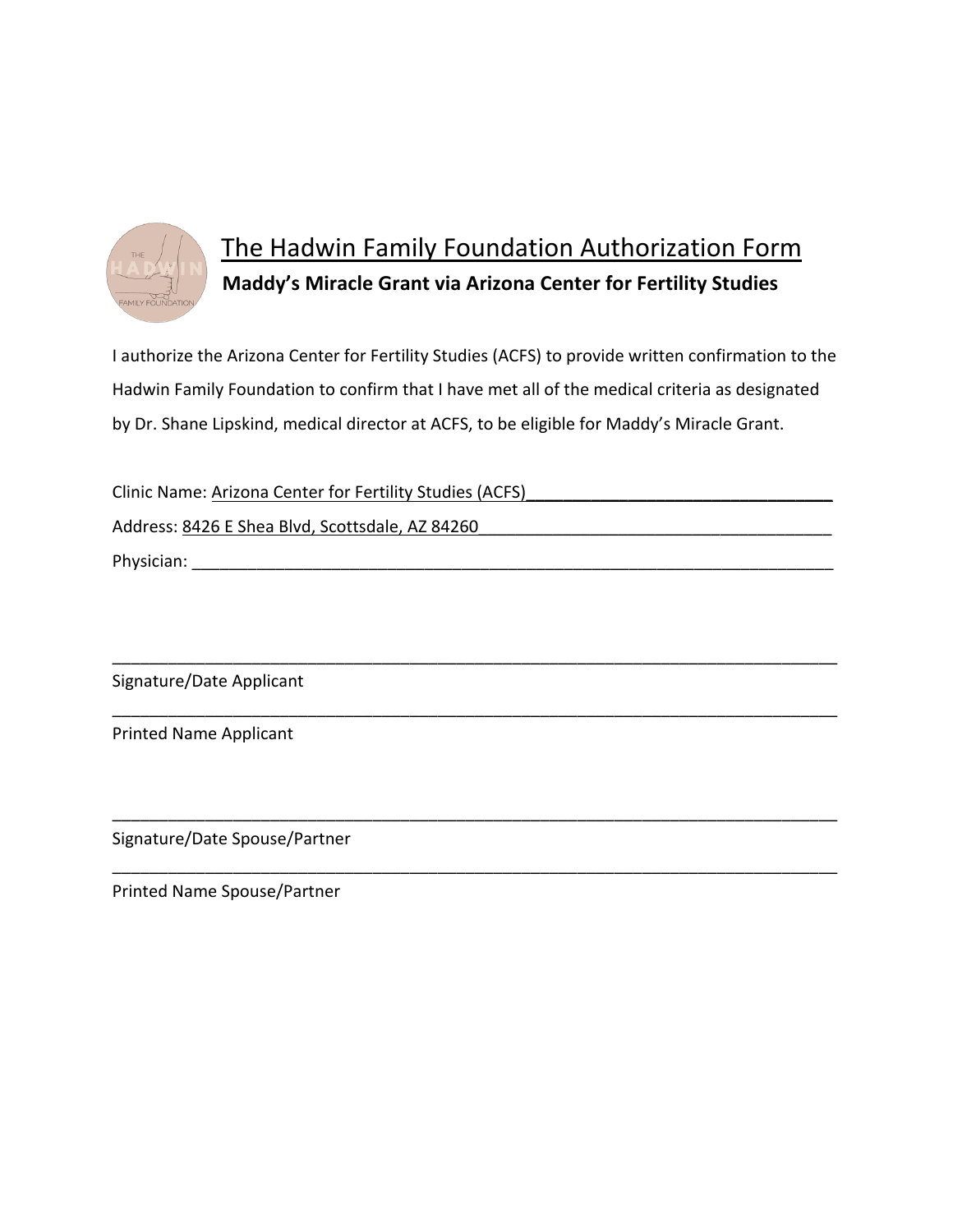# The Hadwin Family Foundation Authorization Form

**Maddy's Miracle Grant via Arizona Center for Fertility Studies**

I authorize the Arizona Center for Fertility Studies (ACFS) to provide written confirmation to the Hadwin Family Foundation to confirm that I have met all of the medical criteria as designated by Dr. Shane Lipskind, medical director at ACFS, to be eligible for Maddy's Miracle Grant.

Clinic Name: Arizona Center for Fertility Studies (ACFS)________________________________

Address: 8426 E Shea Blvd, Scottsdale, AZ 84260______________________________________

Physician: ________________________________________________________________________

________________________________________________________________________________

Signature/Date Applicant

________________________________________________________________________________

Printed Name Applicant

________________________________________________________________________________

Signature/Date Spouse/Partner

________________________________________________________________________________

Printed Name Spouse/Partner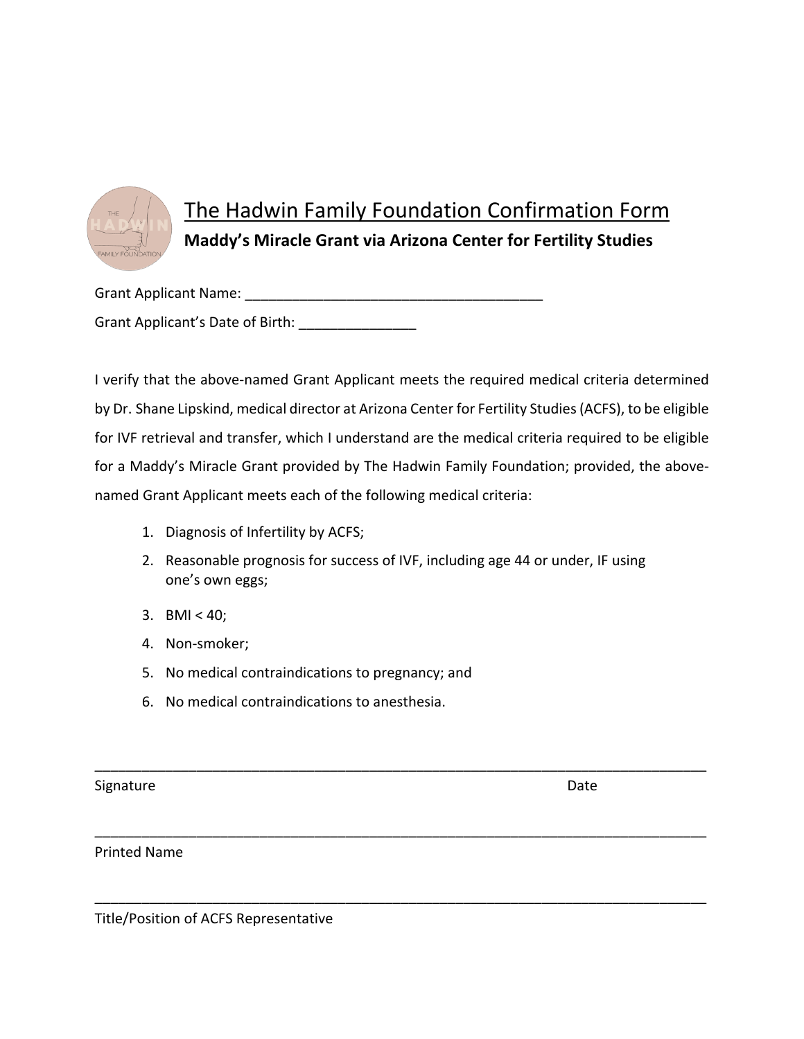# The Hadwin Family Foundation Confirmation Form

**Maddy's Miracle Grant via Arizona Center for Fertility Studies**

Grant Applicant Name: ______________________________________

Grant Applicant's Date of Birth: _______________

I verify that the above-named Grant Applicant meets the required medical criteria determined by Dr. Shane Lipskind, medical director at Arizona Center for Fertility Studies (ACFS), to be eligible for IVF retrieval and transfer, which I understand are the medical criteria required to be eligible for a Maddy's Miracle Grant provided by The Hadwin Family Foundation; provided, the above-named Grant Applicant meets each of the following medical criteria:

1. Diagnosis of Infertility by ACFS;
2. Reasonable prognosis for success of IVF, including age 44 or under, IF using one's own eggs;
3. BMI < 40;
4. Non-smoker;
5. No medical contraindications to pregnancy; and
6. No medical contraindications to anesthesia.

______________________________________________________________________________

Signature                                                                                                                    Date

______________________________________________________________________________

Printed Name

______________________________________________________________________________

Title/Position of ACFS Representative